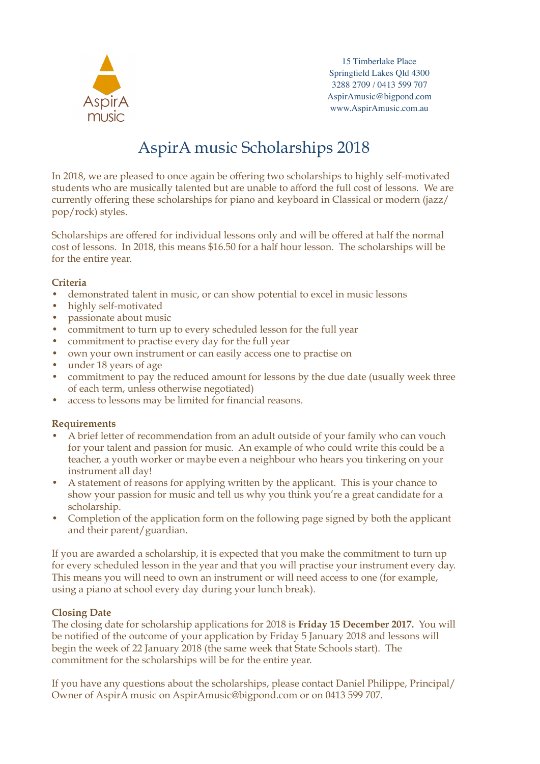AspirA music

15 Timberlake Place
Springfield Lakes Qld 4300
3288 2709 / 0413 599 707
AspirAmusic@bigpond.com
www.AspirAmusic.com.au

# AspirA music Scholarships 2018

In 2018, we are pleased to once again be offering two scholarships to highly self-motivated students who are musically talented but are unable to afford the full cost of lessons. We are currently offering these scholarships for piano and keyboard in Classical or modern (jazz/pop/rock) styles.

Scholarships are offered for individual lessons only and will be offered at half the normal cost of lessons. In 2018, this means $16.50 for a half hour lesson. The scholarships will be for the entire year.

**Criteria**

- demonstrated talent in music, or can show potential to excel in music lessons
- highly self-motivated
- passionate about music
- commitment to turn up to every scheduled lesson for the full year
- commitment to practise every day for the full year
- own your own instrument or can easily access one to practise on
- under 18 years of age
- commitment to pay the reduced amount for lessons by the due date (usually week three of each term, unless otherwise negotiated)
- access to lessons may be limited for financial reasons.

**Requirements**

- A brief letter of recommendation from an adult outside of your family who can vouch for your talent and passion for music. An example of who could write this could be a teacher, a youth worker or maybe even a neighbour who hears you tinkering on your instrument all day!
- A statement of reasons for applying written by the applicant. This is your chance to show your passion for music and tell us why you think you're a great candidate for a scholarship.
- Completion of the application form on the following page signed by both the applicant and their parent/guardian.

If you are awarded a scholarship, it is expected that you make the commitment to turn up for every scheduled lesson in the year and that you will practise your instrument every day. This means you will need to own an instrument or will need access to one (for example, using a piano at school every day during your lunch break).

**Closing Date**

The closing date for scholarship applications for 2018 is **Friday 15 December 2017.** You will be notified of the outcome of your application by Friday 5 January 2018 and lessons will begin the week of 22 January 2018 (the same week that State Schools start). The commitment for the scholarships will be for the entire year.

If you have any questions about the scholarships, please contact Daniel Philippe, Principal/Owner of AspirA music on AspirAmusic@bigpond.com or on 0413 599 707.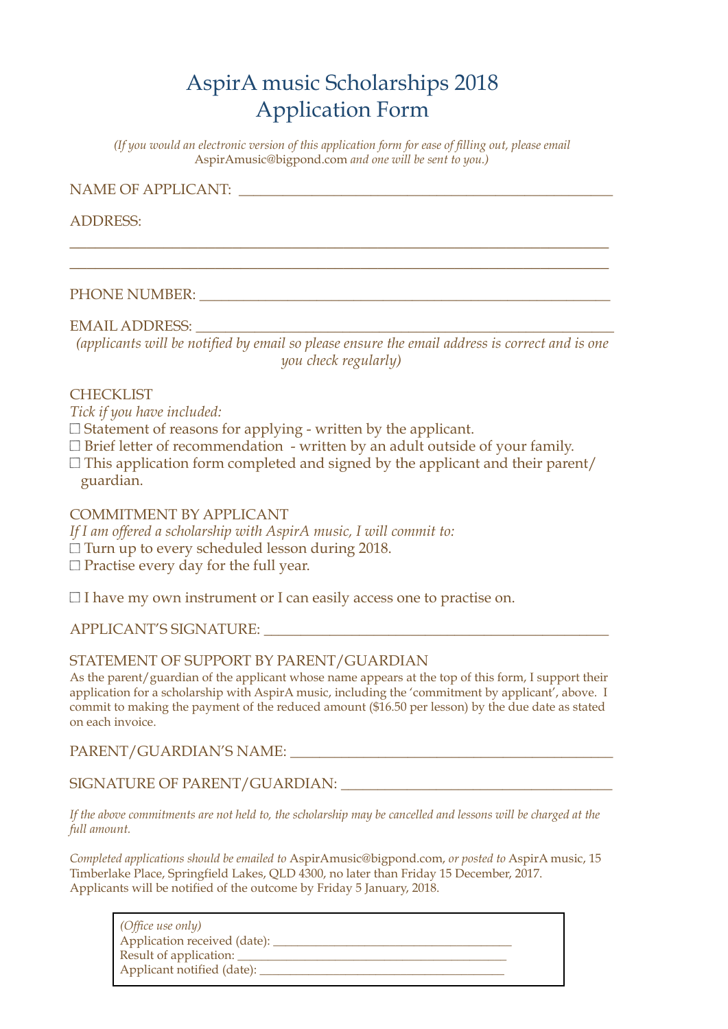# AspirA music Scholarships 2018
# Application Form

*(If you would an electronic version of this application form for ease of filling out, please email* AspirAmusic@bigpond.com *and one will be sent to you.)*

NAME OF APPLICANT: ___________________________________________________

ADDRESS:

________________________________________________________________________

________________________________________________________________________

PHONE NUMBER: ______________________________________________________

EMAIL ADDRESS: _____________________________________________________

*(applicants will be notified by email so please ensure the email address is correct and is one you check regularly)*

CHECKLIST

*Tick if you have included:*

☐ Statement of reasons for applying - written by the applicant.

☐ Brief letter of recommendation - written by an adult outside of your family.

☐ This application form completed and signed by the applicant and their parent/guardian.

COMMITMENT BY APPLICANT

*If I am offered a scholarship with AspirA music, I will commit to:*

☐ Turn up to every scheduled lesson during 2018.

☐ Practise every day for the full year.

☐ I have my own instrument or I can easily access one to practise on.

APPLICANT'S SIGNATURE: ______________________________________________

STATEMENT OF SUPPORT BY PARENT/GUARDIAN

As the parent/guardian of the applicant whose name appears at the top of this form, I support their application for a scholarship with AspirA music, including the 'commitment by applicant', above. I commit to making the payment of the reduced amount ($16.50 per lesson) by the due date as stated on each invoice.

PARENT/GUARDIAN'S NAME: ____________________________________________

SIGNATURE OF PARENT/GUARDIAN: _____________________________________

*If the above commitments are not held to, the scholarship may be cancelled and lessons will be charged at the full amount.*

*Completed applications should be emailed to* AspirAmusic@bigpond.com, *or posted to* AspirA music, 15 Timberlake Place, Springfield Lakes, QLD 4300, no later than Friday 15 December, 2017. Applicants will be notified of the outcome by Friday 5 January, 2018.

*(Office use only)*
Application received (date): ______________________________________
Result of application: ___________________________________________
Applicant notified (date): ________________________________________